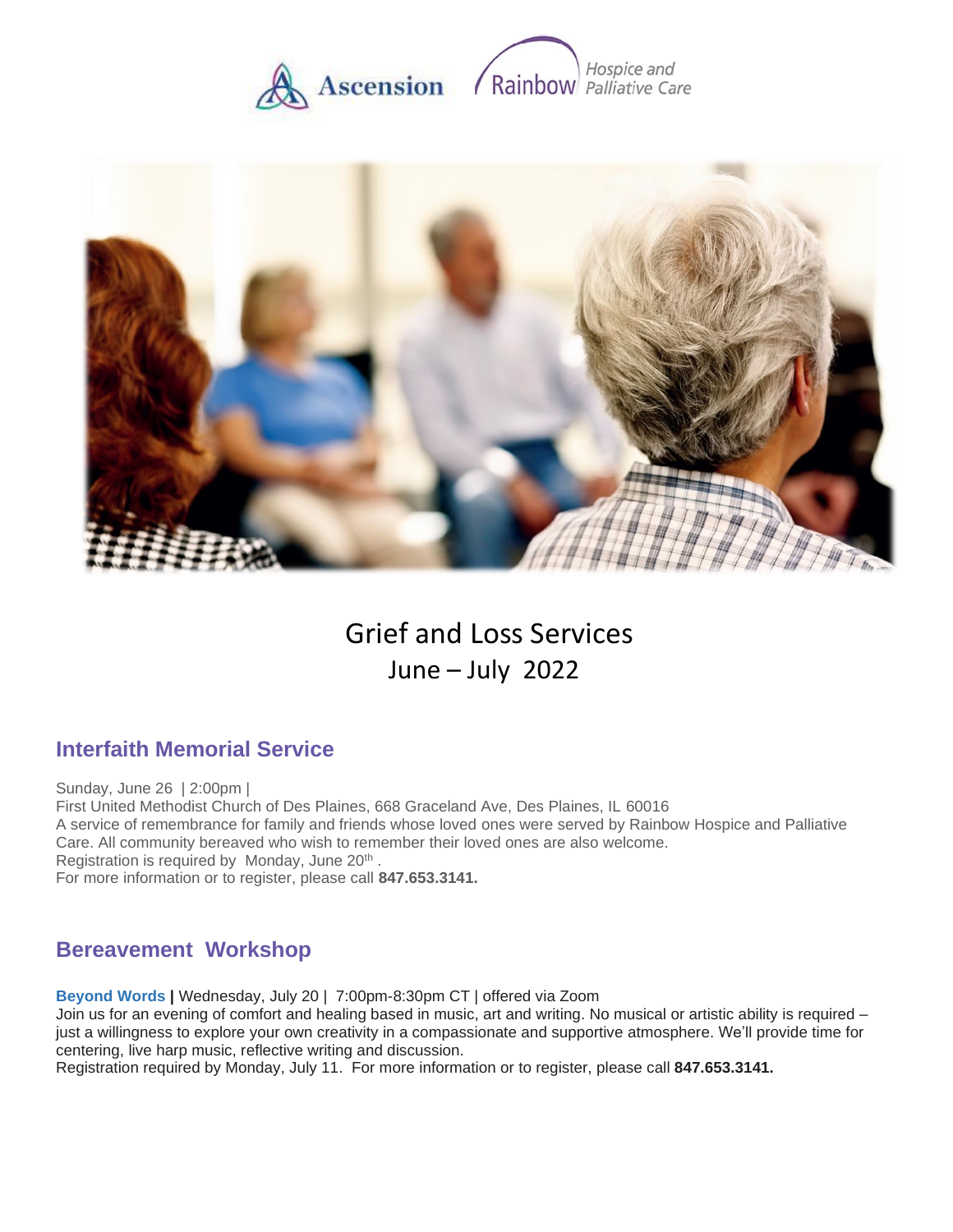Ascension | Rainbow Hospice and Palliative Care

# Grief and Loss Services
June – July 2022

## Interfaith Memorial Service

Sunday, June 26 | 2:00pm |
First United Methodist Church of Des Plaines, 668 Graceland Ave, Des Plaines, IL 60016
A service of remembrance for family and friends whose loved ones were served by Rainbow Hospice and Palliative Care. All community bereaved who wish to remember their loved ones are also welcome.
Registration is required by Monday, June 20th.
For more information or to register, please call **847.653.3141.**

## Bereavement Workshop

**Beyond Words |** Wednesday, July 20 | 7:00pm-8:30pm CT | offered via Zoom
Join us for an evening of comfort and healing based in music, art and writing. No musical or artistic ability is required – just a willingness to explore your own creativity in a compassionate and supportive atmosphere. We'll provide time for centering, live harp music, reflective writing and discussion.
Registration required by Monday, July 11. For more information or to register, please call **847.653.3141.**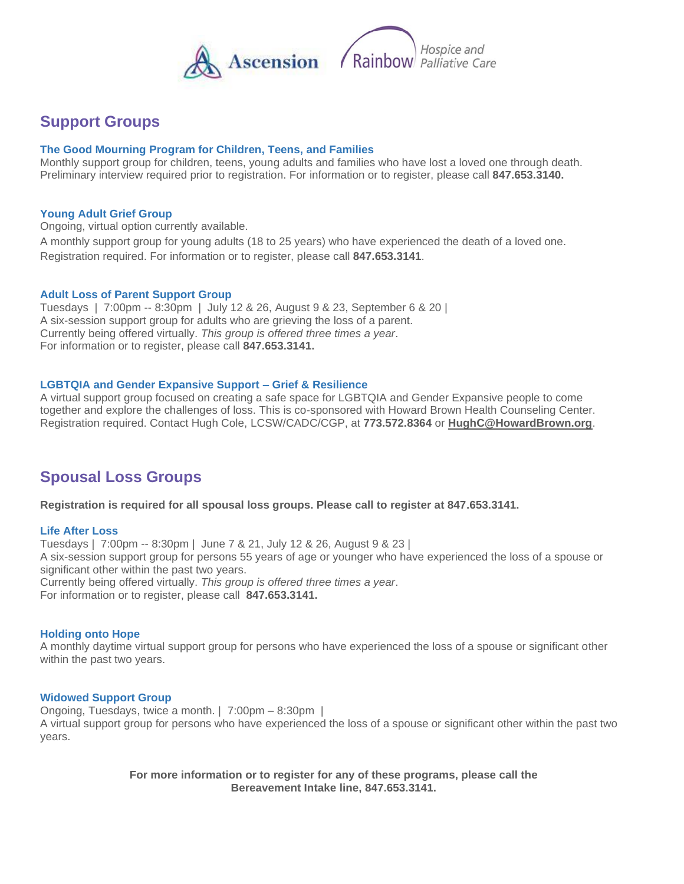## Support Groups

### The Good Mourning Program for Children, Teens, and Families

Monthly support group for children, teens, young adults and families who have lost a loved one through death. Preliminary interview required prior to registration. For information or to register, please call **847.653.3140.**

### Young Adult Grief Group

Ongoing, virtual option currently available.

A monthly support group for young adults (18 to 25 years) who have experienced the death of a loved one. Registration required. For information or to register, please call **847.653.3141**.

### Adult Loss of Parent Support Group

Tuesdays | 7:00pm -- 8:30pm | July 12 & 26, August 9 & 23, September 6 & 20 |
A six-session support group for adults who are grieving the loss of a parent.
Currently being offered virtually. *This group is offered three times a year*.
For information or to register, please call **847.653.3141.**

### LGBTQIA and Gender Expansive Support – Grief & Resilience

A virtual support group focused on creating a safe space for LGBTQIA and Gender Expansive people to come together and explore the challenges of loss. This is co-sponsored with Howard Brown Health Counseling Center. Registration required. Contact Hugh Cole, LCSW/CADC/CGP, at **773.572.8364** or **HughC@HowardBrown.org**.

## Spousal Loss Groups

**Registration is required for all spousal loss groups. Please call to register at 847.653.3141.**

### Life After Loss

Tuesdays | 7:00pm -- 8:30pm | June 7 & 21, July 12 & 26, August 9 & 23 |
A six-session support group for persons 55 years of age or younger who have experienced the loss of a spouse or significant other within the past two years.
Currently being offered virtually. *This group is offered three times a year*.
For information or to register, please call **847.653.3141.**

### Holding onto Hope

A monthly daytime virtual support group for persons who have experienced the loss of a spouse or significant other within the past two years.

### Widowed Support Group

Ongoing, Tuesdays, twice a month. | 7:00pm – 8:30pm |
A virtual support group for persons who have experienced the loss of a spouse or significant other within the past two years.

**For more information or to register for any of these programs, please call the Bereavement Intake line, 847.653.3141.**